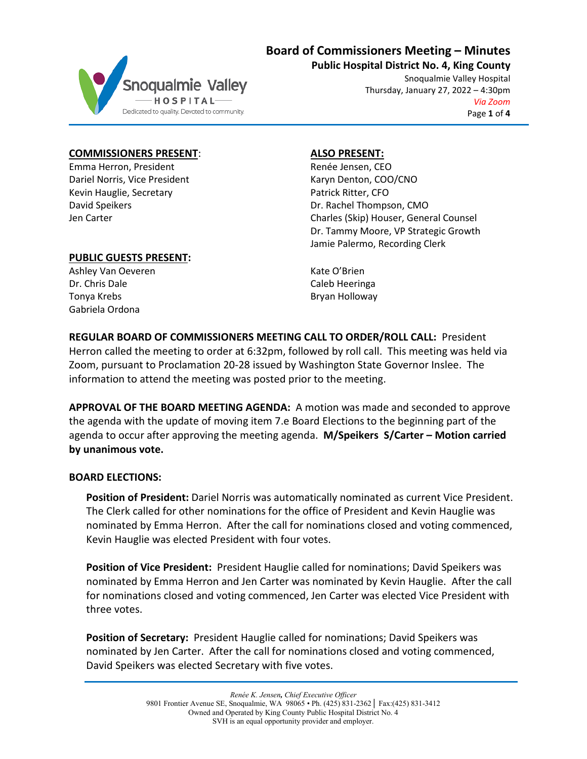# Board of Commissioners Meeting – Minutes

**Public Hospital District No. 4, King County**

Snoqualmie Valley Hospital
Thursday, January 27, 2022 – 4:30pm
*Via Zoom*

**COMMISSIONERS PRESENT:**

Emma Herron, President
Dariel Norris, Vice President
Kevin Hauglie, Secretary
David Speikers
Jen Carter

**ALSO PRESENT:**

Renée Jensen, CEO
Karyn Denton, COO/CNO
Patrick Ritter, CFO
Dr. Rachel Thompson, CMO
Charles (Skip) Houser, General Counsel
Dr. Tammy Moore, VP Strategic Growth
Jamie Palermo, Recording Clerk

**PUBLIC GUESTS PRESENT:**

Ashley Van Oeveren
Dr. Chris Dale
Tonya Krebs
Gabriela Ordona
Kate O'Brien
Caleb Heeringa
Bryan Holloway

**REGULAR BOARD OF COMMISSIONERS MEETING CALL TO ORDER/ROLL CALL:** President Herron called the meeting to order at 6:32pm, followed by roll call. This meeting was held via Zoom, pursuant to Proclamation 20-28 issued by Washington State Governor Inslee. The information to attend the meeting was posted prior to the meeting.

**APPROVAL OF THE BOARD MEETING AGENDA:** A motion was made and seconded to approve the agenda with the update of moving item 7.e Board Elections to the beginning part of the agenda to occur after approving the meeting agenda. **M/Speikers S/Carter – Motion carried by unanimous vote.**

**BOARD ELECTIONS:**

**Position of President:** Dariel Norris was automatically nominated as current Vice President. The Clerk called for other nominations for the office of President and Kevin Hauglie was nominated by Emma Herron. After the call for nominations closed and voting commenced, Kevin Hauglie was elected President with four votes.

**Position of Vice President:** President Hauglie called for nominations; David Speikers was nominated by Emma Herron and Jen Carter was nominated by Kevin Hauglie. After the call for nominations closed and voting commenced, Jen Carter was elected Vice President with three votes.

**Position of Secretary:** President Hauglie called for nominations; David Speikers was nominated by Jen Carter. After the call for nominations closed and voting commenced, David Speikers was elected Secretary with five votes.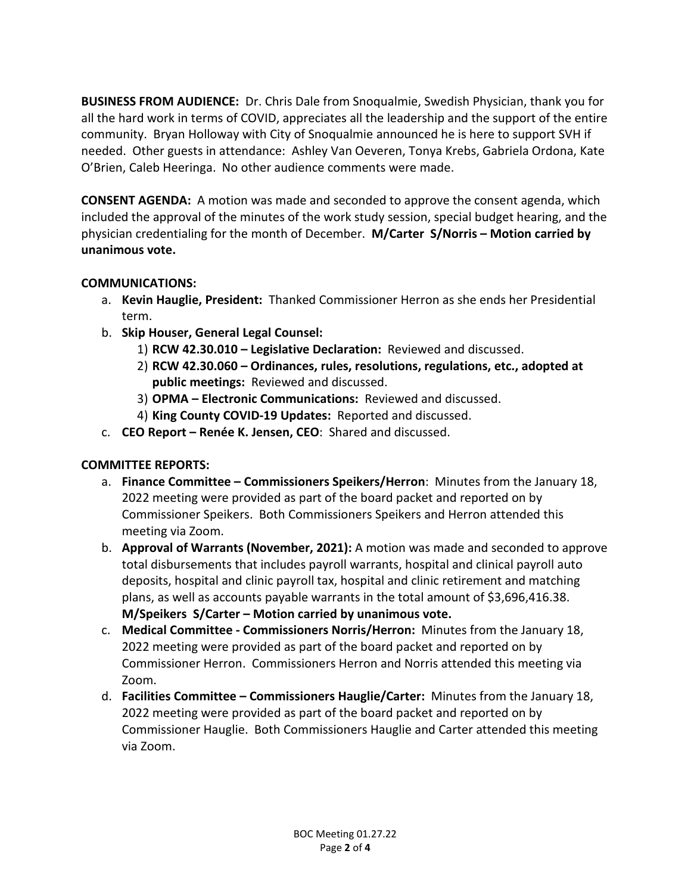**BUSINESS FROM AUDIENCE:** Dr. Chris Dale from Snoqualmie, Swedish Physician, thank you for all the hard work in terms of COVID, appreciates all the leadership and the support of the entire community. Bryan Holloway with City of Snoqualmie announced he is here to support SVH if needed. Other guests in attendance: Ashley Van Oeveren, Tonya Krebs, Gabriela Ordona, Kate O'Brien, Caleb Heeringa. No other audience comments were made.

**CONSENT AGENDA:** A motion was made and seconded to approve the consent agenda, which included the approval of the minutes of the work study session, special budget hearing, and the physician credentialing for the month of December. **M/Carter S/Norris – Motion carried by unanimous vote.**

**COMMUNICATIONS:**

a. **Kevin Hauglie, President:** Thanked Commissioner Herron as she ends her Presidential term.
b. **Skip Houser, General Legal Counsel:**
   1) **RCW 42.30.010 – Legislative Declaration:** Reviewed and discussed.
   2) **RCW 42.30.060 – Ordinances, rules, resolutions, regulations, etc., adopted at public meetings:** Reviewed and discussed.
   3) **OPMA – Electronic Communications:** Reviewed and discussed.
   4) **King County COVID-19 Updates:** Reported and discussed.
c. **CEO Report – Renée K. Jensen, CEO**: Shared and discussed.

**COMMITTEE REPORTS:**

a. **Finance Committee – Commissioners Speikers/Herron**: Minutes from the January 18, 2022 meeting were provided as part of the board packet and reported on by Commissioner Speikers. Both Commissioners Speikers and Herron attended this meeting via Zoom.
b. **Approval of Warrants (November, 2021):** A motion was made and seconded to approve total disbursements that includes payroll warrants, hospital and clinical payroll auto deposits, hospital and clinic payroll tax, hospital and clinic retirement and matching plans, as well as accounts payable warrants in the total amount of $3,696,416.38. **M/Speikers S/Carter – Motion carried by unanimous vote.**
c. **Medical Committee - Commissioners Norris/Herron:** Minutes from the January 18, 2022 meeting were provided as part of the board packet and reported on by Commissioner Herron. Commissioners Herron and Norris attended this meeting via Zoom.
d. **Facilities Committee – Commissioners Hauglie/Carter:** Minutes from the January 18, 2022 meeting were provided as part of the board packet and reported on by Commissioner Hauglie. Both Commissioners Hauglie and Carter attended this meeting via Zoom.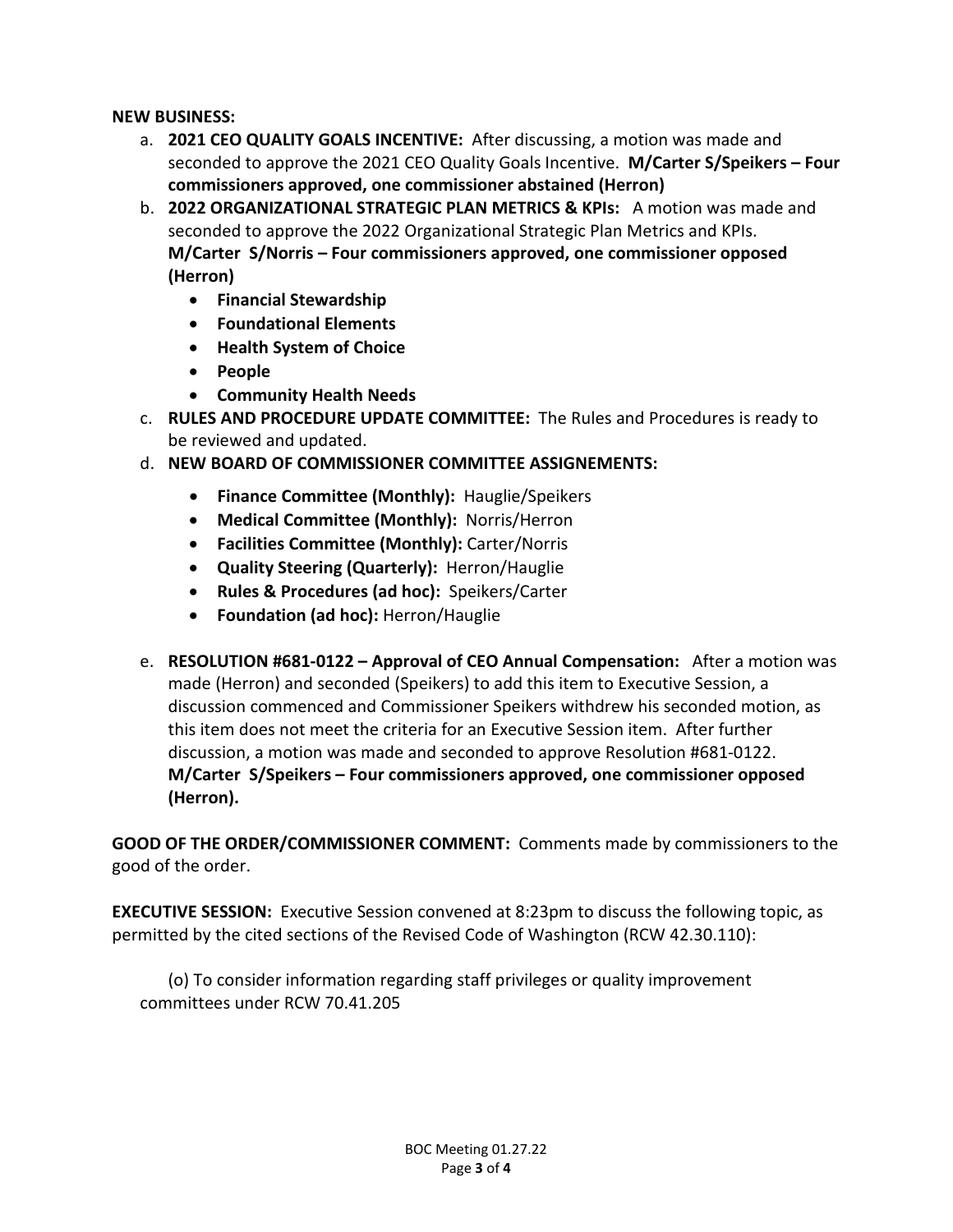**NEW BUSINESS:**

a. **2021 CEO QUALITY GOALS INCENTIVE:** After discussing, a motion was made and seconded to approve the 2021 CEO Quality Goals Incentive. **M/Carter S/Speikers – Four commissioners approved, one commissioner abstained (Herron)**

b. **2022 ORGANIZATIONAL STRATEGIC PLAN METRICS & KPIs:** A motion was made and seconded to approve the 2022 Organizational Strategic Plan Metrics and KPIs. **M/Carter S/Norris – Four commissioners approved, one commissioner opposed (Herron)**
   - **Financial Stewardship**
   - **Foundational Elements**
   - **Health System of Choice**
   - **People**
   - **Community Health Needs**

c. **RULES AND PROCEDURE UPDATE COMMITTEE:** The Rules and Procedures is ready to be reviewed and updated.

d. **NEW BOARD OF COMMISSIONER COMMITTEE ASSIGNEMENTS:**
   - **Finance Committee (Monthly):** Hauglie/Speikers
   - **Medical Committee (Monthly):** Norris/Herron
   - **Facilities Committee (Monthly):** Carter/Norris
   - **Quality Steering (Quarterly):** Herron/Hauglie
   - **Rules & Procedures (ad hoc):** Speikers/Carter
   - **Foundation (ad hoc):** Herron/Hauglie

e. **RESOLUTION #681-0122 – Approval of CEO Annual Compensation:** After a motion was made (Herron) and seconded (Speikers) to add this item to Executive Session, a discussion commenced and Commissioner Speikers withdrew his seconded motion, as this item does not meet the criteria for an Executive Session item. After further discussion, a motion was made and seconded to approve Resolution #681-0122. **M/Carter S/Speikers – Four commissioners approved, one commissioner opposed (Herron).**

**GOOD OF THE ORDER/COMMISSIONER COMMENT:** Comments made by commissioners to the good of the order.

**EXECUTIVE SESSION:** Executive Session convened at 8:23pm to discuss the following topic, as permitted by the cited sections of the Revised Code of Washington (RCW 42.30.110):

(o) To consider information regarding staff privileges or quality improvement committees under RCW 70.41.205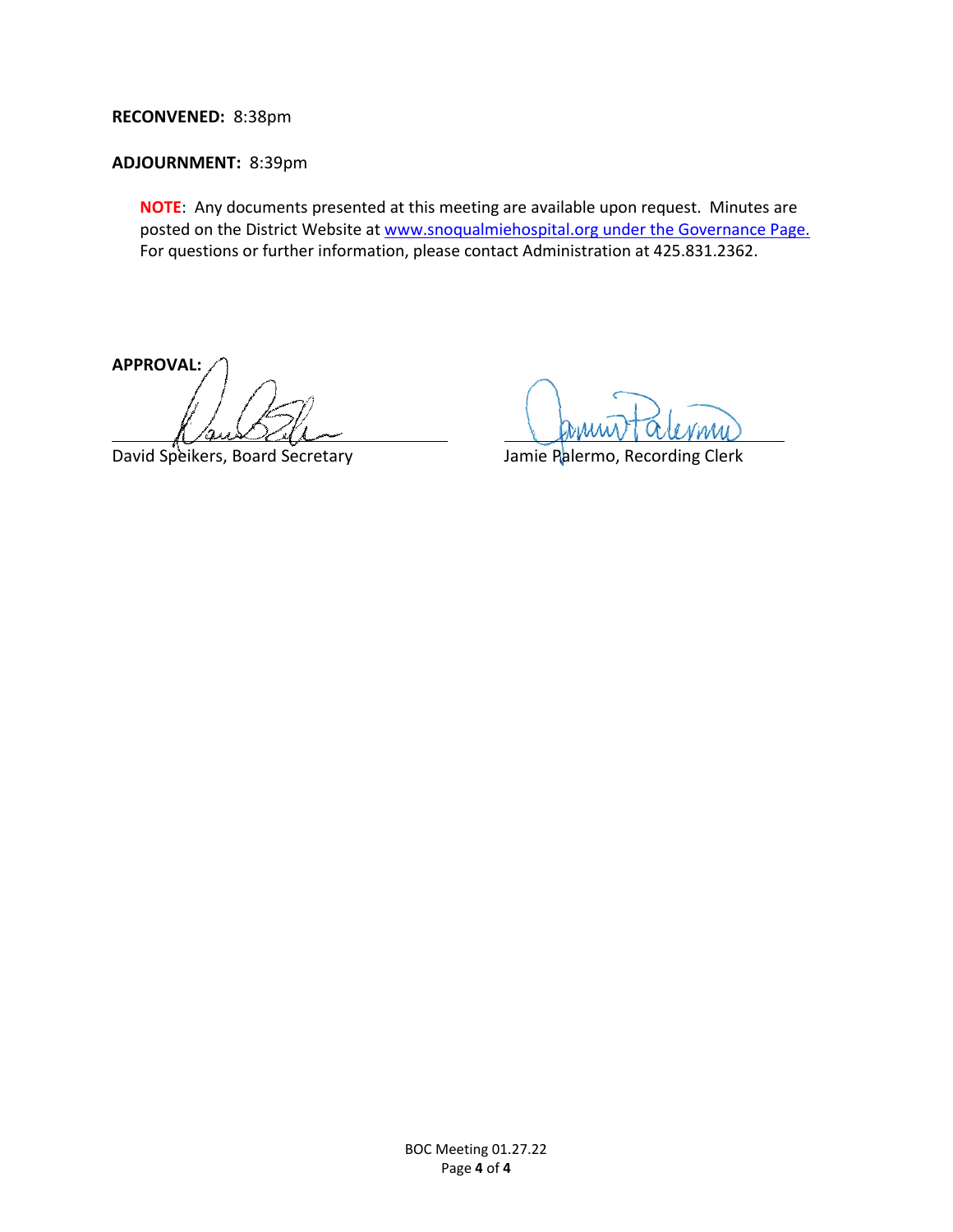**RECONVENED:** 8:38pm

**ADJOURNMENT:** 8:39pm

**NOTE**: Any documents presented at this meeting are available upon request. Minutes are posted on the District Website at [www.snoqualmiehospital.org under the Governance Page.](http://www.snoqualmiehospital.org) For questions or further information, please contact Administration at 425.831.2362.

**APPROVAL:**

David Speikers, Board Secretary

Jamie Palermo, Recording Clerk